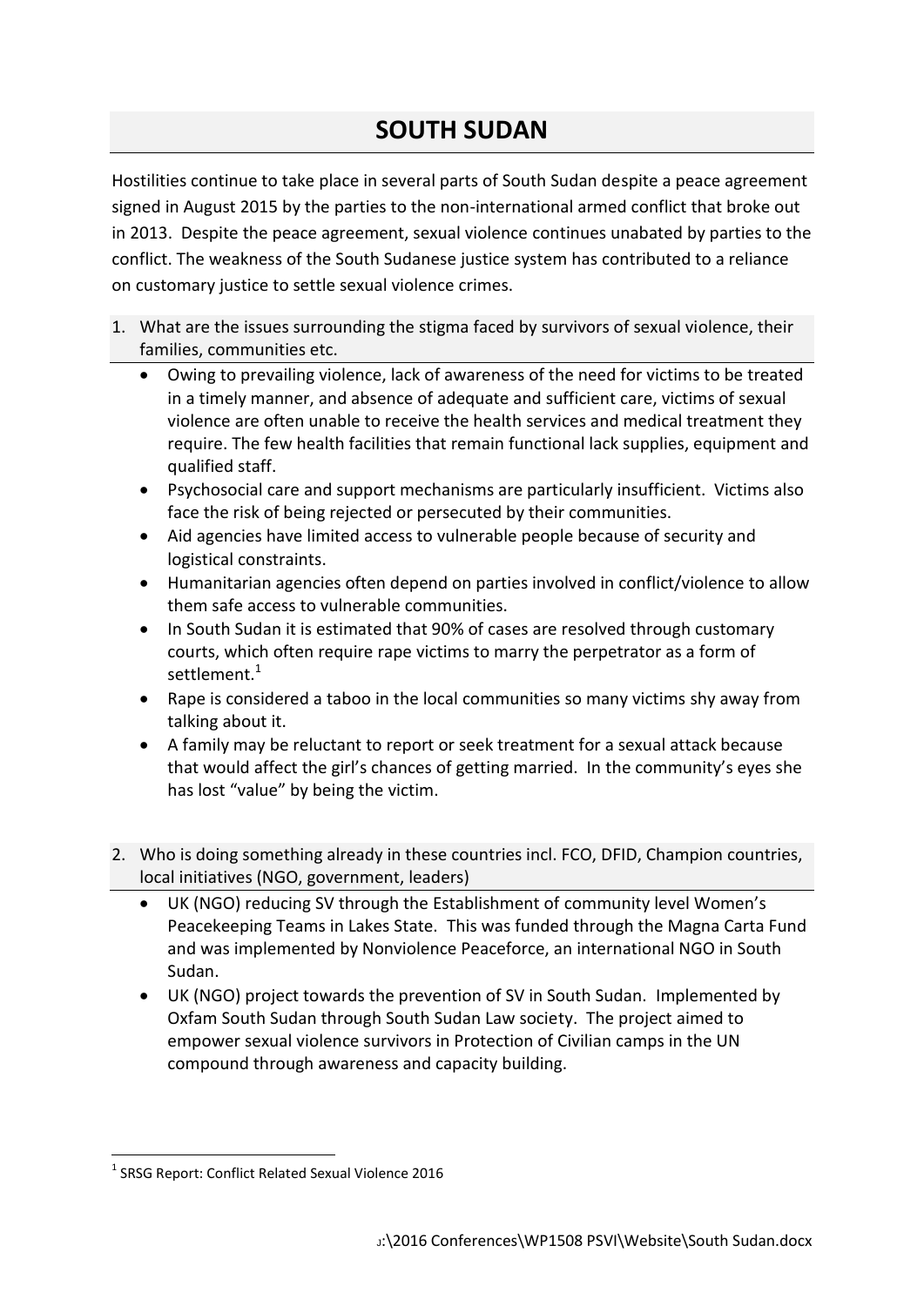# SOUTH SUDAN

Hostilities continue to take place in several parts of South Sudan despite a peace agreement signed in August 2015 by the parties to the non-international armed conflict that broke out in 2013. Despite the peace agreement, sexual violence continues unabated by parties to the conflict. The weakness of the South Sudanese justice system has contributed to a reliance on customary justice to settle sexual violence crimes.

1. What are the issues surrounding the stigma faced by survivors of sexual violence, their families, communities etc.
   - Owing to prevailing violence, lack of awareness of the need for victims to be treated in a timely manner, and absence of adequate and sufficient care, victims of sexual violence are often unable to receive the health services and medical treatment they require. The few health facilities that remain functional lack supplies, equipment and qualified staff.
   - Psychosocial care and support mechanisms are particularly insufficient. Victims also face the risk of being rejected or persecuted by their communities.
   - Aid agencies have limited access to vulnerable people because of security and logistical constraints.
   - Humanitarian agencies often depend on parties involved in conflict/violence to allow them safe access to vulnerable communities.
   - In South Sudan it is estimated that 90% of cases are resolved through customary courts, which often require rape victims to marry the perpetrator as a form of settlement.[1]
   - Rape is considered a taboo in the local communities so many victims shy away from talking about it.
   - A family may be reluctant to report or seek treatment for a sexual attack because that would affect the girl's chances of getting married. In the community's eyes she has lost "value" by being the victim.

2. Who is doing something already in these countries incl. FCO, DFID, Champion countries, local initiatives (NGO, government, leaders)
   - UK (NGO) reducing SV through the Establishment of community level Women's Peacekeeping Teams in Lakes State. This was funded through the Magna Carta Fund and was implemented by Nonviolence Peaceforce, an international NGO in South Sudan.
   - UK (NGO) project towards the prevention of SV in South Sudan. Implemented by Oxfam South Sudan through South Sudan Law society. The project aimed to empower sexual violence survivors in Protection of Civilian camps in the UN compound through awareness and capacity building.

[1] SRSG Report: Conflict Related Sexual Violence 2016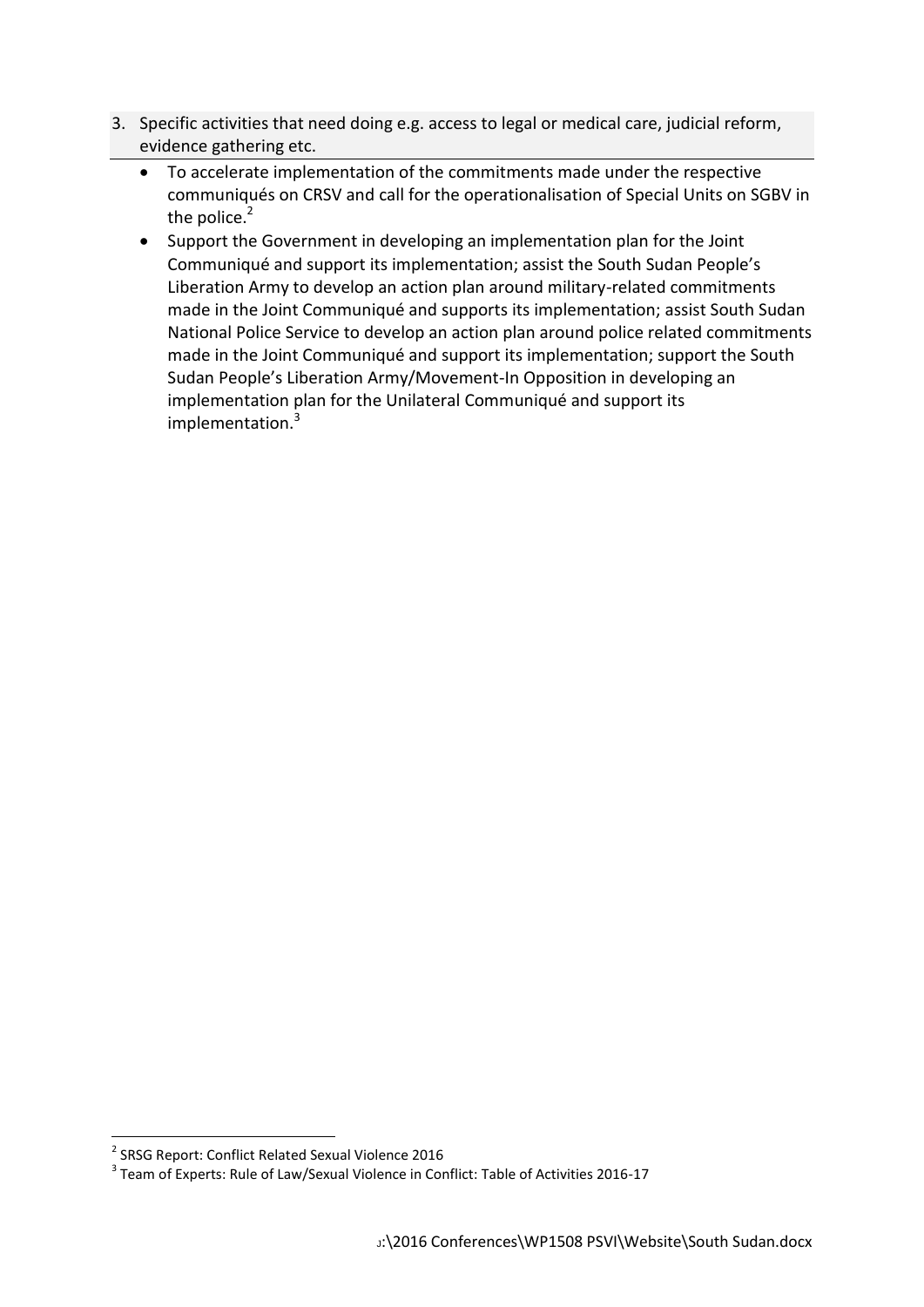3. Specific activities that need doing e.g. access to legal or medical care, judicial reform, evidence gathering etc.

   - To accelerate implementation of the commitments made under the respective communiqués on CRSV and call for the operationalisation of Special Units on SGBV in the police.[2]
   - Support the Government in developing an implementation plan for the Joint Communiqué and support its implementation; assist the South Sudan People's Liberation Army to develop an action plan around military-related commitments made in the Joint Communiqué and supports its implementation; assist South Sudan National Police Service to develop an action plan around police related commitments made in the Joint Communiqué and support its implementation; support the South Sudan People's Liberation Army/Movement-In Opposition in developing an implementation plan for the Unilateral Communiqué and support its implementation.[3]

---

[2] SRSG Report: Conflict Related Sexual Violence 2016

[3] Team of Experts: Rule of Law/Sexual Violence in Conflict: Table of Activities 2016-17

J:\2016 Conferences\WP1508 PSVI\Website\South Sudan.docx